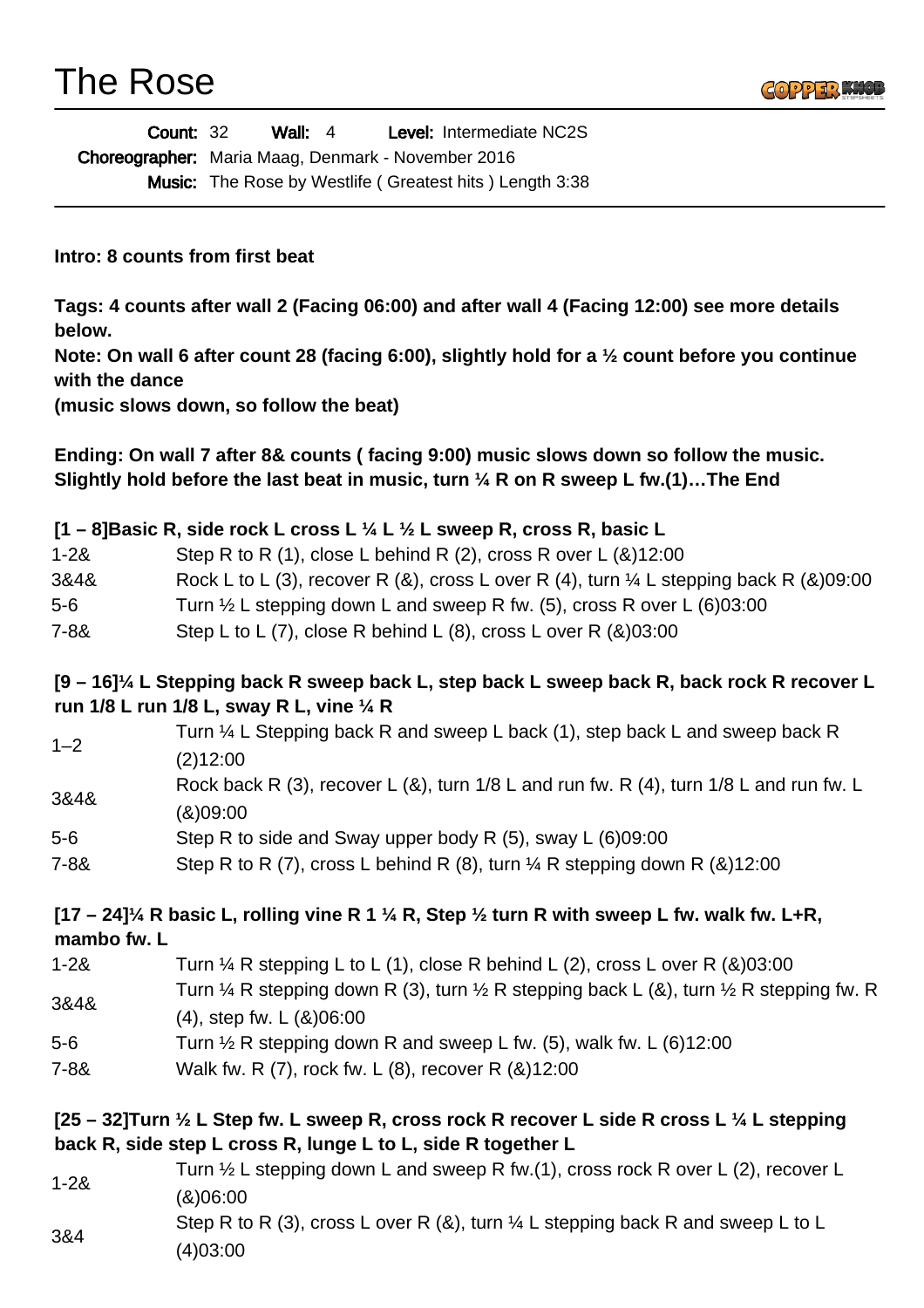# The Rose

**Count:** 32 **Wall:** 4 **Level:** Intermediate NC2S

**Choreographer:** Maria Maag, Denmark - November 2016

**Music:** The Rose by Westlife ( Greatest hits ) Length 3:38

**Intro: 8 counts from first beat**

**Tags: 4 counts after wall 2 (Facing 06:00) and after wall 4 (Facing 12:00) see more details below.**
**Note: On wall 6 after count 28 (facing 6:00), slightly hold for a ½ count before you continue with the dance**
**(music slows down, so follow the beat)**

**Ending: On wall 7 after 8& counts ( facing 9:00) music slows down so follow the music. Slightly hold before the last beat in music, turn ¼ R on R sweep L fw.(1)…The End**

**[1 – 8]Basic R, side rock L cross L ¼ L ½ L sweep R, cross R, basic L**

| | |
|---|---|
| 1-2& | Step R to R (1), close L behind R (2), cross R over L (&)12:00 |
| 3&4& | Rock L to L (3), recover R (&), cross L over R (4), turn ¼ L stepping back R (&)09:00 |
| 5-6 | Turn ½ L stepping down L and sweep R fw. (5), cross R over L (6)03:00 |
| 7-8& | Step L to L (7), close R behind L (8), cross L over R (&)03:00 |

**[9 – 16]¼ L Stepping back R sweep back L, step back L sweep back R, back rock R recover L run 1/8 L run 1/8 L, sway R L, vine ¼ R**

| | |
|---|---|
| 1–2 | Turn ¼ L Stepping back R and sweep L back (1), step back L and sweep back R (2)12:00 |
| 3&4& | Rock back R (3), recover L (&), turn 1/8 L and run fw. R (4), turn 1/8 L and run fw. L (&)09:00 |
| 5-6 | Step R to side and Sway upper body R (5), sway L (6)09:00 |
| 7-8& | Step R to R (7), cross L behind R (8), turn ¼ R stepping down R (&)12:00 |

**[17 – 24]¼ R basic L, rolling vine R 1 ¼ R, Step ½ turn R with sweep L fw. walk fw. L+R, mambo fw. L**

| | |
|---|---|
| 1-2& | Turn ¼ R stepping L to L (1), close R behind L (2), cross L over R (&)03:00 |
| 3&4& | Turn ¼ R stepping down R (3), turn ½ R stepping back L (&), turn ½ R stepping fw. R (4), step fw. L (&)06:00 |
| 5-6 | Turn ½ R stepping down R and sweep L fw. (5), walk fw. L (6)12:00 |
| 7-8& | Walk fw. R (7), rock fw. L (8), recover R (&)12:00 |

**[25 – 32]Turn ½ L Step fw. L sweep R, cross rock R recover L side R cross L ¼ L stepping back R, side step L cross R, lunge L to L, side R together L**

| | |
|---|---|
| 1-2& | Turn ½ L stepping down L and sweep R fw.(1), cross rock R over L (2), recover L (&)06:00 |
| 3&4 | Step R to R (3), cross L over R (&), turn ¼ L stepping back R and sweep L to L (4)03:00 |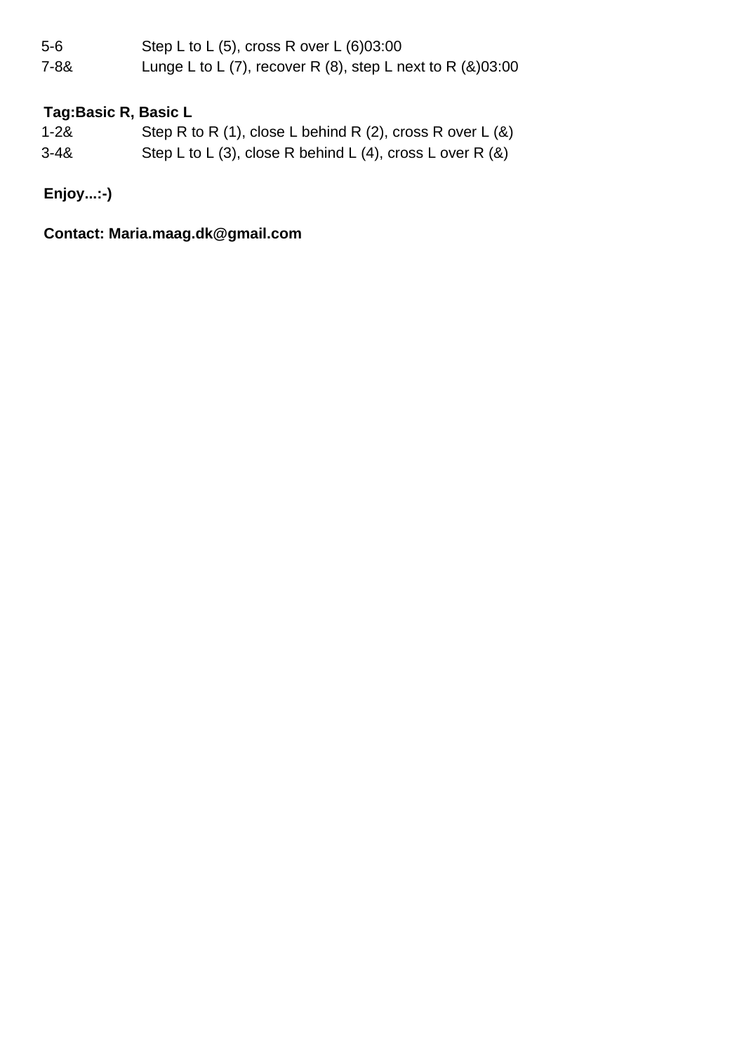| | |
|---|---|
| 5-6 | Step L to L (5), cross R over L (6)03:00 |
| 7-8& | Lunge L to L (7), recover R (8), step L next to R (&)03:00 |

**Tag:Basic R, Basic L**

| | |
|---|---|
| 1-2& | Step R to R (1), close L behind R (2), cross R over L (&) |
| 3-4& | Step L to L (3), close R behind L (4), cross L over R (&) |

**Enjoy...:-)**

**Contact: Maria.maag.dk@gmail.com**